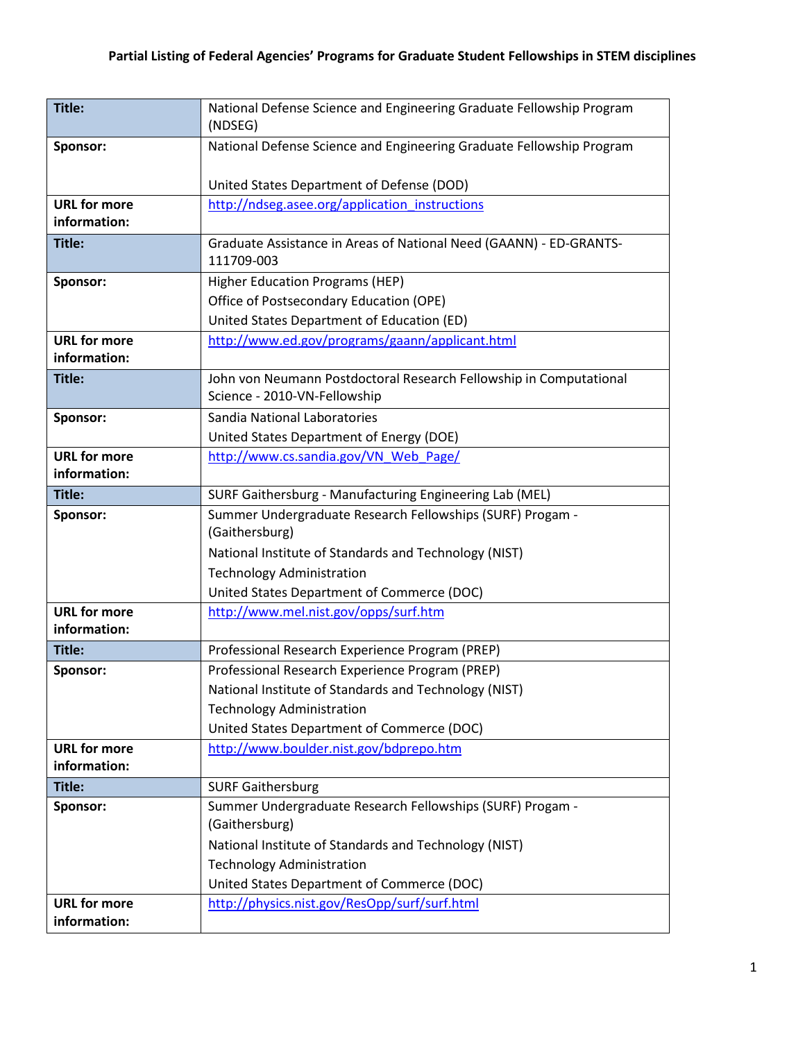**Partial Listing of Federal Agencies' Programs for Graduate Student Fellowships in STEM disciplines**

| | |
|---|---|
| **Title:** | National Defense Science and Engineering Graduate Fellowship Program (NDSEG) |
| **Sponsor:** | National Defense Science and Engineering Graduate Fellowship Program<br><br>United States Department of Defense (DOD) |
| **URL for more information:** | http://ndseg.asee.org/application_instructions |
| **Title:** | Graduate Assistance in Areas of National Need (GAANN) - ED-GRANTS-111709-003 |
| **Sponsor:** | Higher Education Programs (HEP)<br>Office of Postsecondary Education (OPE)<br>United States Department of Education (ED) |
| **URL for more information:** | http://www.ed.gov/programs/gaann/applicant.html |
| **Title:** | John von Neumann Postdoctoral Research Fellowship in Computational Science - 2010-VN-Fellowship |
| **Sponsor:** | Sandia National Laboratories<br>United States Department of Energy (DOE) |
| **URL for more information:** | http://www.cs.sandia.gov/VN_Web_Page/ |
| **Title:** | SURF Gaithersburg - Manufacturing Engineering Lab (MEL) |
| **Sponsor:** | Summer Undergraduate Research Fellowships (SURF) Progam - (Gaithersburg)<br>National Institute of Standards and Technology (NIST)<br>Technology Administration<br>United States Department of Commerce (DOC) |
| **URL for more information:** | http://www.mel.nist.gov/opps/surf.htm |
| **Title:** | Professional Research Experience Program (PREP) |
| **Sponsor:** | Professional Research Experience Program (PREP)<br>National Institute of Standards and Technology (NIST)<br>Technology Administration<br>United States Department of Commerce (DOC) |
| **URL for more information:** | http://www.boulder.nist.gov/bdprepo.htm |
| **Title:** | SURF Gaithersburg |
| **Sponsor:** | Summer Undergraduate Research Fellowships (SURF) Progam - (Gaithersburg)<br>National Institute of Standards and Technology (NIST)<br>Technology Administration<br>United States Department of Commerce (DOC) |
| **URL for more information:** | http://physics.nist.gov/ResOpp/surf/surf.html |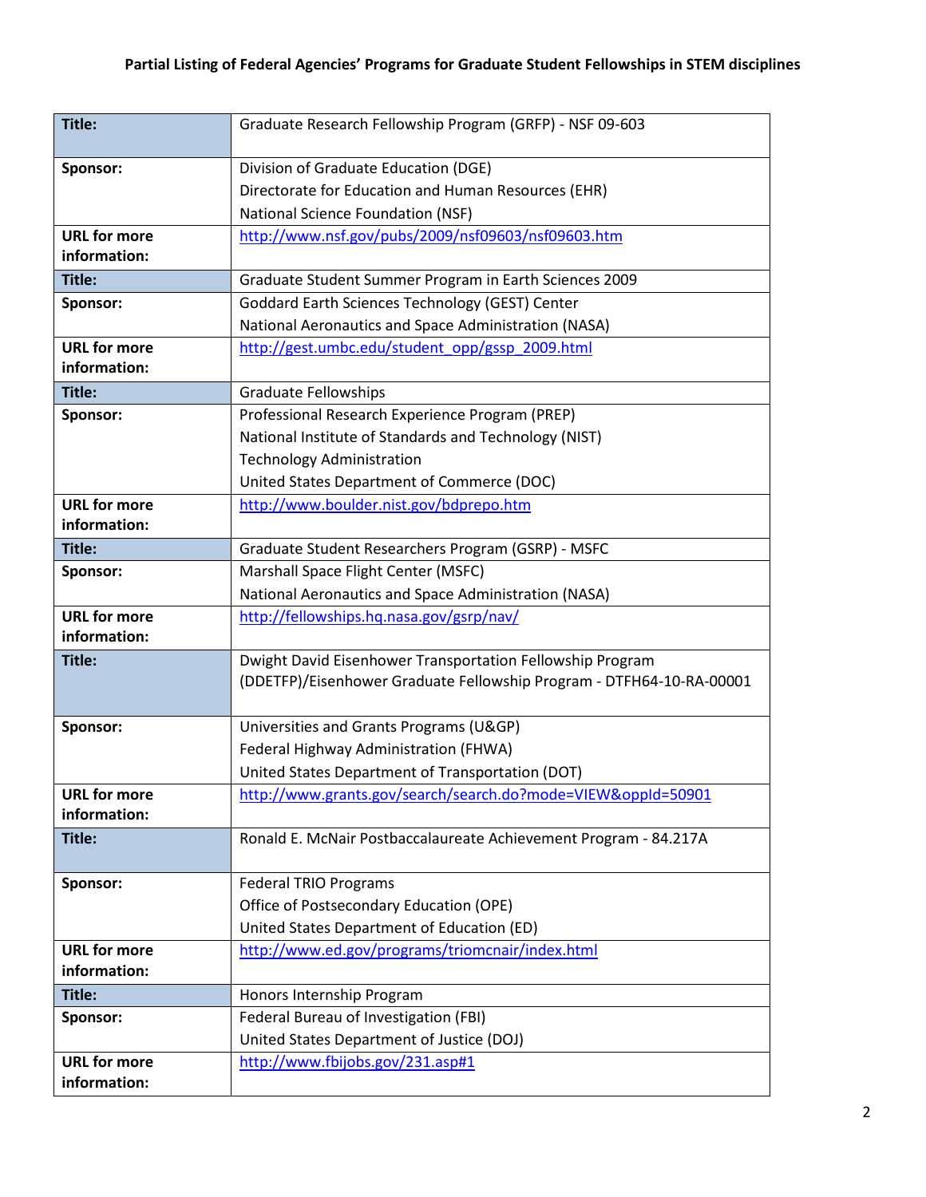**Partial Listing of Federal Agencies' Programs for Graduate Student Fellowships in STEM disciplines**

| | |
|---|---|
| **Title:** | Graduate Research Fellowship Program (GRFP) - NSF 09-603 |
| **Sponsor:** | Division of Graduate Education (DGE)<br>Directorate for Education and Human Resources (EHR)<br>National Science Foundation (NSF) |
| **URL for more information:** | http://www.nsf.gov/pubs/2009/nsf09603/nsf09603.htm |
| **Title:** | Graduate Student Summer Program in Earth Sciences 2009 |
| **Sponsor:** | Goddard Earth Sciences Technology (GEST) Center<br>National Aeronautics and Space Administration (NASA) |
| **URL for more information:** | http://gest.umbc.edu/student_opp/gssp_2009.html |
| **Title:** | Graduate Fellowships |
| **Sponsor:** | Professional Research Experience Program (PREP)<br>National Institute of Standards and Technology (NIST)<br>Technology Administration<br>United States Department of Commerce (DOC) |
| **URL for more information:** | http://www.boulder.nist.gov/bdprepo.htm |
| **Title:** | Graduate Student Researchers Program (GSRP) - MSFC |
| **Sponsor:** | Marshall Space Flight Center (MSFC)<br>National Aeronautics and Space Administration (NASA) |
| **URL for more information:** | http://fellowships.hq.nasa.gov/gsrp/nav/ |
| **Title:** | Dwight David Eisenhower Transportation Fellowship Program (DDETFP)/Eisenhower Graduate Fellowship Program - DTFH64-10-RA-00001 |
| **Sponsor:** | Universities and Grants Programs (U&GP)<br>Federal Highway Administration (FHWA)<br>United States Department of Transportation (DOT) |
| **URL for more information:** | http://www.grants.gov/search/search.do?mode=VIEW&oppId=50901 |
| **Title:** | Ronald E. McNair Postbaccalaureate Achievement Program - 84.217A |
| **Sponsor:** | Federal TRIO Programs<br>Office of Postsecondary Education (OPE)<br>United States Department of Education (ED) |
| **URL for more information:** | http://www.ed.gov/programs/triomcnair/index.html |
| **Title:** | Honors Internship Program |
| **Sponsor:** | Federal Bureau of Investigation (FBI)<br>United States Department of Justice (DOJ) |
| **URL for more information:** | http://www.fbijobs.gov/231.asp#1 |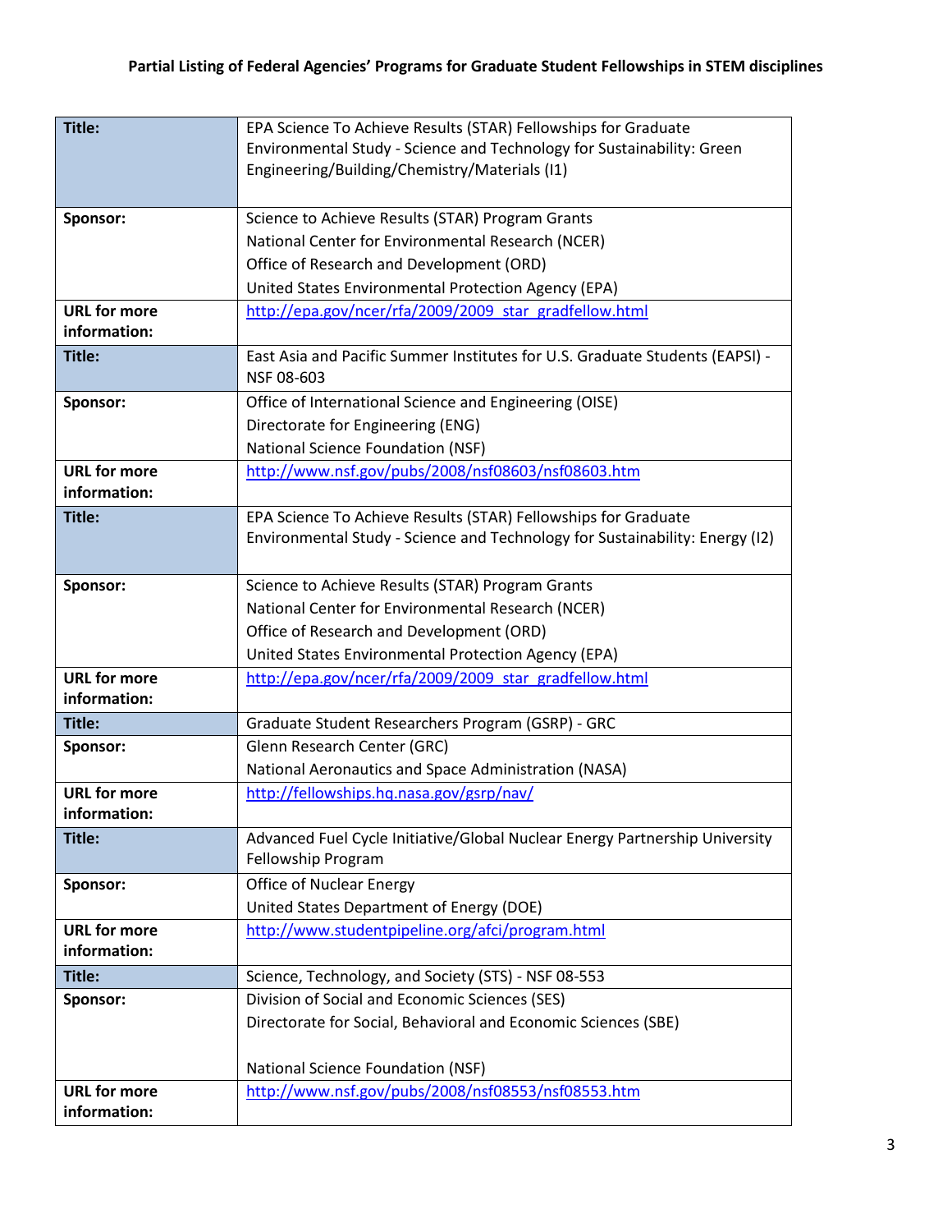**Partial Listing of Federal Agencies' Programs for Graduate Student Fellowships in STEM disciplines**

| | |
|---|---|
| **Title:** | EPA Science To Achieve Results (STAR) Fellowships for Graduate Environmental Study - Science and Technology for Sustainability: Green Engineering/Building/Chemistry/Materials (I1) |
| **Sponsor:** | Science to Achieve Results (STAR) Program Grants<br>National Center for Environmental Research (NCER)<br>Office of Research and Development (ORD)<br>United States Environmental Protection Agency (EPA) |
| **URL for more information:** | http://epa.gov/ncer/rfa/2009/2009_star_gradfellow.html |
| **Title:** | East Asia and Pacific Summer Institutes for U.S. Graduate Students (EAPSI) - NSF 08-603 |
| **Sponsor:** | Office of International Science and Engineering (OISE)<br>Directorate for Engineering (ENG)<br>National Science Foundation (NSF) |
| **URL for more information:** | http://www.nsf.gov/pubs/2008/nsf08603/nsf08603.htm |
| **Title:** | EPA Science To Achieve Results (STAR) Fellowships for Graduate Environmental Study - Science and Technology for Sustainability: Energy (I2) |
| **Sponsor:** | Science to Achieve Results (STAR) Program Grants<br>National Center for Environmental Research (NCER)<br>Office of Research and Development (ORD)<br>United States Environmental Protection Agency (EPA) |
| **URL for more information:** | http://epa.gov/ncer/rfa/2009/2009_star_gradfellow.html |
| **Title:** | Graduate Student Researchers Program (GSRP) - GRC |
| **Sponsor:** | Glenn Research Center (GRC)<br>National Aeronautics and Space Administration (NASA) |
| **URL for more information:** | http://fellowships.hq.nasa.gov/gsrp/nav/ |
| **Title:** | Advanced Fuel Cycle Initiative/Global Nuclear Energy Partnership University Fellowship Program |
| **Sponsor:** | Office of Nuclear Energy<br>United States Department of Energy (DOE) |
| **URL for more information:** | http://www.studentpipeline.org/afci/program.html |
| **Title:** | Science, Technology, and Society (STS) - NSF 08-553 |
| **Sponsor:** | Division of Social and Economic Sciences (SES)<br>Directorate for Social, Behavioral and Economic Sciences (SBE)<br>National Science Foundation (NSF) |
| **URL for more information:** | http://www.nsf.gov/pubs/2008/nsf08553/nsf08553.htm |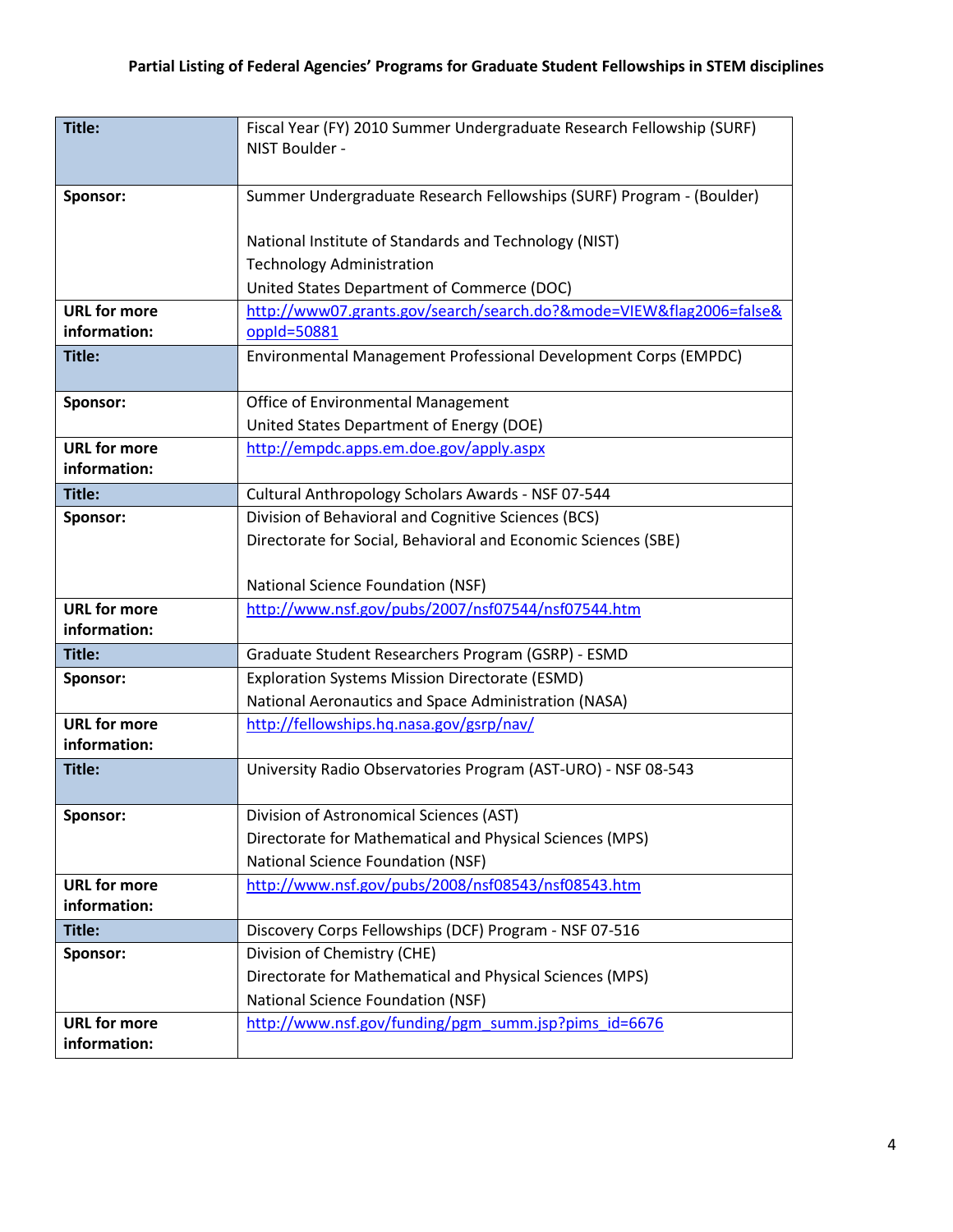**Partial Listing of Federal Agencies' Programs for Graduate Student Fellowships in STEM disciplines**

| | |
|---|---|
| **Title:** | Fiscal Year (FY) 2010 Summer Undergraduate Research Fellowship (SURF) NIST Boulder - |
| **Sponsor:** | Summer Undergraduate Research Fellowships (SURF) Program - (Boulder)<br><br>National Institute of Standards and Technology (NIST)<br>Technology Administration<br>United States Department of Commerce (DOC) |
| **URL for more information:** | http://www07.grants.gov/search/search.do?&mode=VIEW&flag2006=false&oppId=50881 |
| **Title:** | Environmental Management Professional Development Corps (EMPDC) |
| **Sponsor:** | Office of Environmental Management<br>United States Department of Energy (DOE) |
| **URL for more information:** | http://empdc.apps.em.doe.gov/apply.aspx |
| **Title:** | Cultural Anthropology Scholars Awards - NSF 07-544 |
| **Sponsor:** | Division of Behavioral and Cognitive Sciences (BCS)<br>Directorate for Social, Behavioral and Economic Sciences (SBE)<br><br>National Science Foundation (NSF) |
| **URL for more information:** | http://www.nsf.gov/pubs/2007/nsf07544/nsf07544.htm |
| **Title:** | Graduate Student Researchers Program (GSRP) - ESMD |
| **Sponsor:** | Exploration Systems Mission Directorate (ESMD)<br>National Aeronautics and Space Administration (NASA) |
| **URL for more information:** | http://fellowships.hq.nasa.gov/gsrp/nav/ |
| **Title:** | University Radio Observatories Program (AST-URO) - NSF 08-543 |
| **Sponsor:** | Division of Astronomical Sciences (AST)<br>Directorate for Mathematical and Physical Sciences (MPS)<br>National Science Foundation (NSF) |
| **URL for more information:** | http://www.nsf.gov/pubs/2008/nsf08543/nsf08543.htm |
| **Title:** | Discovery Corps Fellowships (DCF) Program - NSF 07-516 |
| **Sponsor:** | Division of Chemistry (CHE)<br>Directorate for Mathematical and Physical Sciences (MPS)<br>National Science Foundation (NSF) |
| **URL for more information:** | http://www.nsf.gov/funding/pgm_summ.jsp?pims_id=6676 |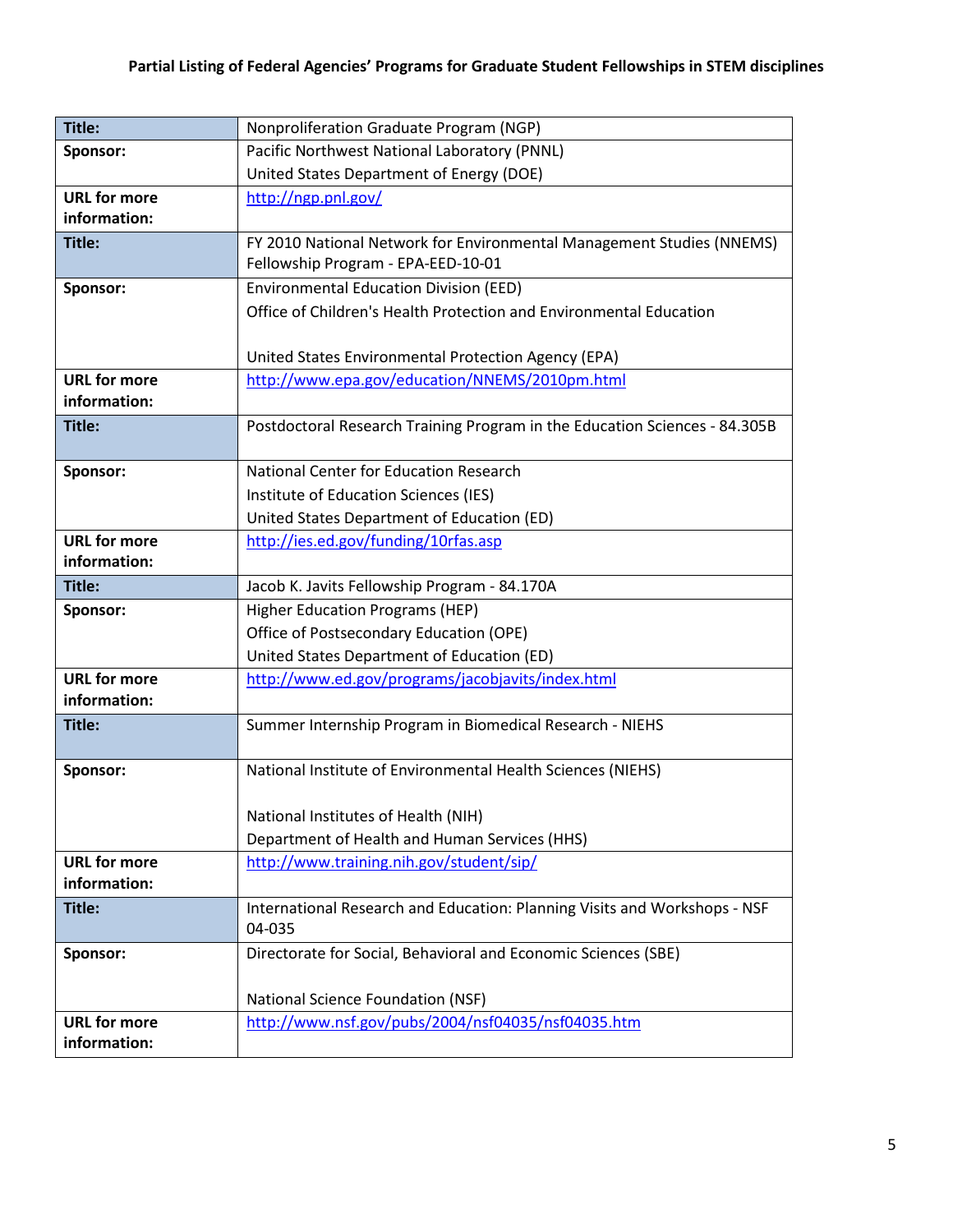**Partial Listing of Federal Agencies' Programs for Graduate Student Fellowships in STEM disciplines**

| | |
|---|---|
| **Title:** | Nonproliferation Graduate Program (NGP) |
| **Sponsor:** | Pacific Northwest National Laboratory (PNNL)<br>United States Department of Energy (DOE) |
| **URL for more information:** | http://ngp.pnl.gov/ |
| **Title:** | FY 2010 National Network for Environmental Management Studies (NNEMS) Fellowship Program - EPA-EED-10-01 |
| **Sponsor:** | Environmental Education Division (EED)<br>Office of Children's Health Protection and Environmental Education<br><br>United States Environmental Protection Agency (EPA) |
| **URL for more information:** | http://www.epa.gov/education/NNEMS/2010pm.html |
| **Title:** | Postdoctoral Research Training Program in the Education Sciences - 84.305B |
| **Sponsor:** | National Center for Education Research<br>Institute of Education Sciences (IES)<br>United States Department of Education (ED) |
| **URL for more information:** | http://ies.ed.gov/funding/10rfas.asp |
| **Title:** | Jacob K. Javits Fellowship Program - 84.170A |
| **Sponsor:** | Higher Education Programs (HEP)<br>Office of Postsecondary Education (OPE)<br>United States Department of Education (ED) |
| **URL for more information:** | http://www.ed.gov/programs/jacobjavits/index.html |
| **Title:** | Summer Internship Program in Biomedical Research - NIEHS |
| **Sponsor:** | National Institute of Environmental Health Sciences (NIEHS)<br><br>National Institutes of Health (NIH)<br>Department of Health and Human Services (HHS) |
| **URL for more information:** | http://www.training.nih.gov/student/sip/ |
| **Title:** | International Research and Education: Planning Visits and Workshops - NSF 04-035 |
| **Sponsor:** | Directorate for Social, Behavioral and Economic Sciences (SBE)<br><br>National Science Foundation (NSF) |
| **URL for more information:** | http://www.nsf.gov/pubs/2004/nsf04035/nsf04035.htm |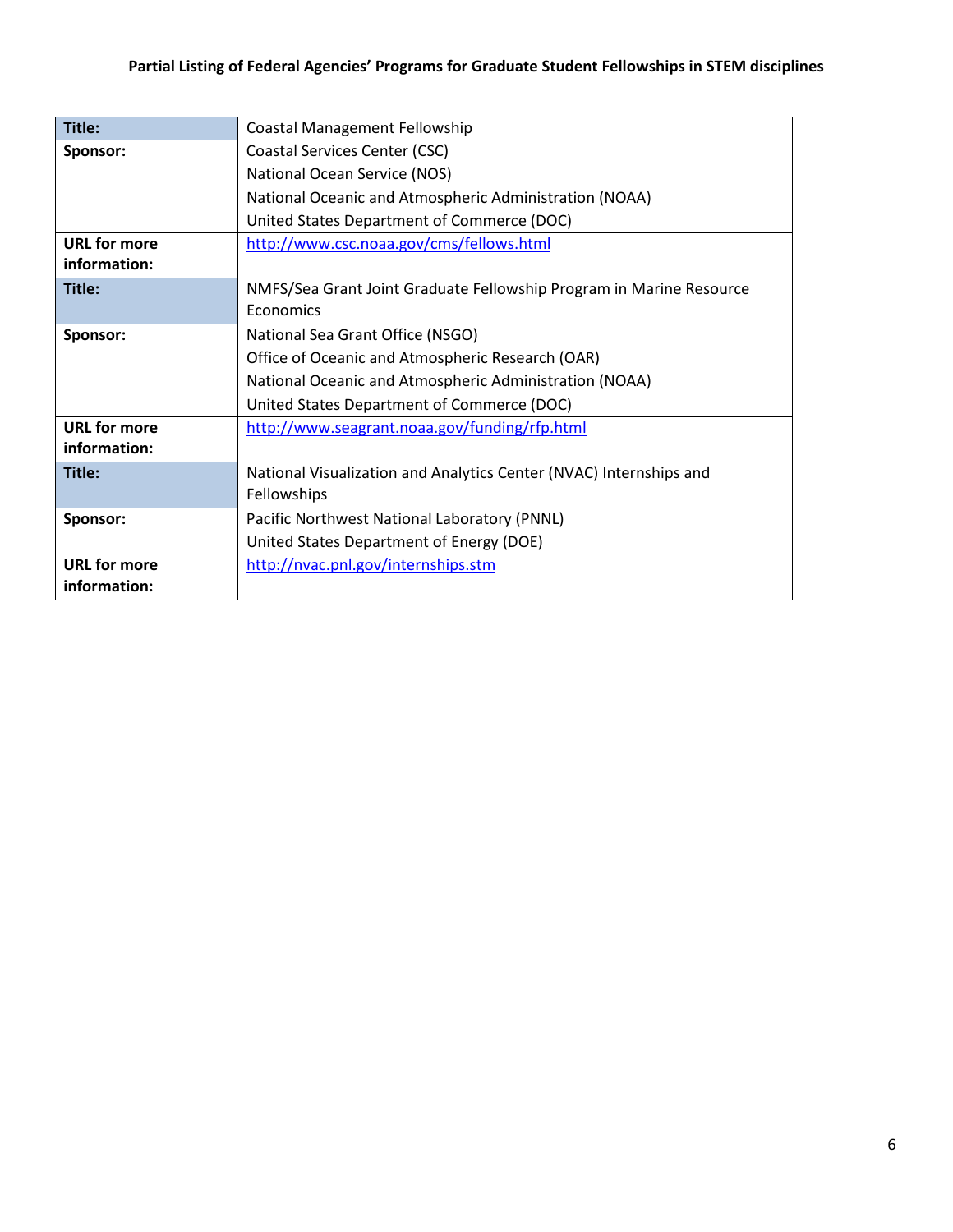**Partial Listing of Federal Agencies' Programs for Graduate Student Fellowships in STEM disciplines**

| | |
|---|---|
| **Title:** | Coastal Management Fellowship |
| **Sponsor:** | Coastal Services Center (CSC)<br>National Ocean Service (NOS)<br>National Oceanic and Atmospheric Administration (NOAA)<br>United States Department of Commerce (DOC) |
| **URL for more information:** | http://www.csc.noaa.gov/cms/fellows.html |
| **Title:** | NMFS/Sea Grant Joint Graduate Fellowship Program in Marine Resource Economics |
| **Sponsor:** | National Sea Grant Office (NSGO)<br>Office of Oceanic and Atmospheric Research (OAR)<br>National Oceanic and Atmospheric Administration (NOAA)<br>United States Department of Commerce (DOC) |
| **URL for more information:** | http://www.seagrant.noaa.gov/funding/rfp.html |
| **Title:** | National Visualization and Analytics Center (NVAC) Internships and Fellowships |
| **Sponsor:** | Pacific Northwest National Laboratory (PNNL)<br>United States Department of Energy (DOE) |
| **URL for more information:** | http://nvac.pnl.gov/internships.stm |